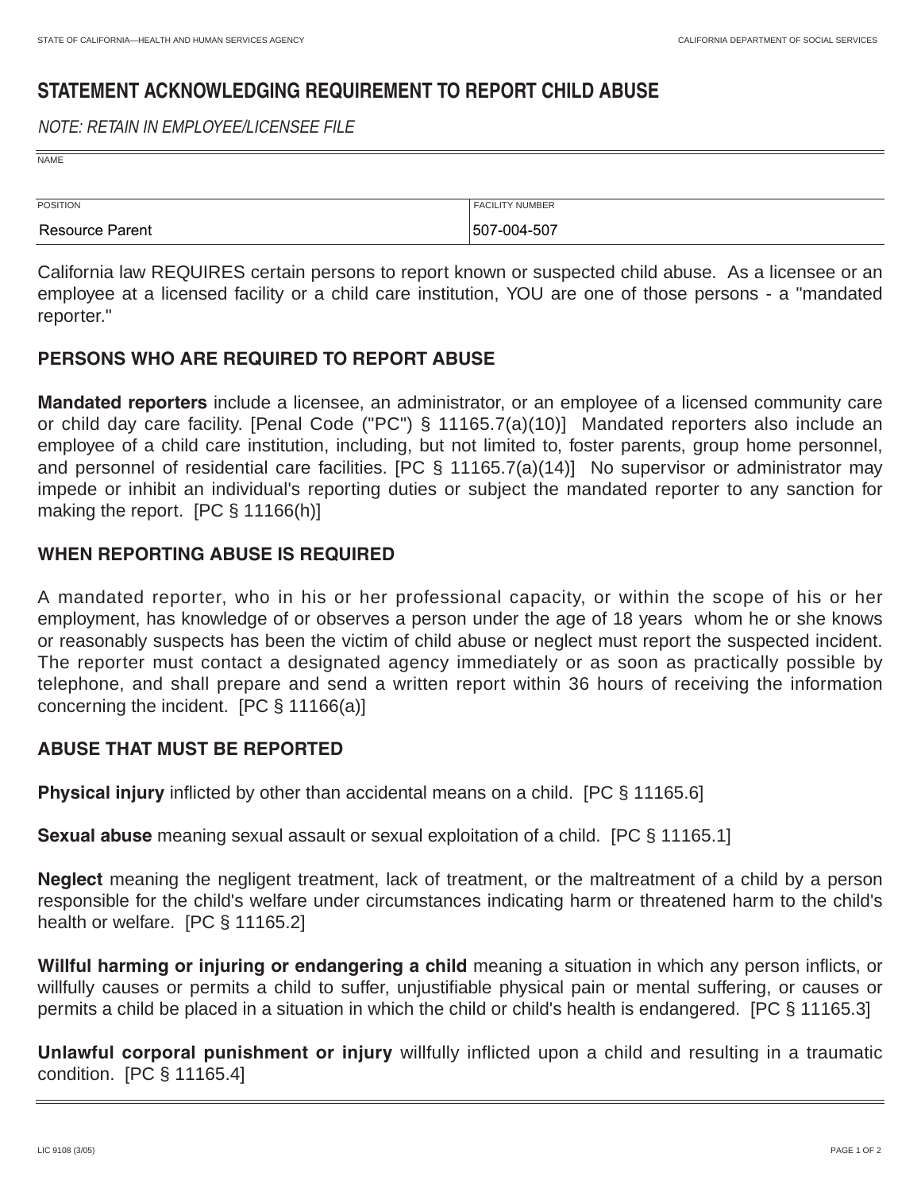STATE OF CALIFORNIA—HEALTH AND HUMAN SERVICES AGENCY | CALIFORNIA DEPARTMENT OF SOCIAL SERVICES

# STATEMENT ACKNOWLEDGING REQUIREMENT TO REPORT CHILD ABUSE

*NOTE: RETAIN IN EMPLOYEE/LICENSEE FILE*

| NAME | |
|---|---|
| | |
| **POSITION** | **FACILITY NUMBER** |
| Resource Parent | 507-004-507 |

California law REQUIRES certain persons to report known or suspected child abuse. As a licensee or an employee at a licensed facility or a child care institution, YOU are one of those persons - a "mandated reporter."

## PERSONS WHO ARE REQUIRED TO REPORT ABUSE

**Mandated reporters** include a licensee, an administrator, or an employee of a licensed community care or child day care facility. [Penal Code ("PC") § 11165.7(a)(10)] Mandated reporters also include an employee of a child care institution, including, but not limited to, foster parents, group home personnel, and personnel of residential care facilities. [PC § 11165.7(a)(14)] No supervisor or administrator may impede or inhibit an individual's reporting duties or subject the mandated reporter to any sanction for making the report. [PC § 11166(h)]

## WHEN REPORTING ABUSE IS REQUIRED

A mandated reporter, who in his or her professional capacity, or within the scope of his or her employment, has knowledge of or observes a person under the age of 18 years whom he or she knows or reasonably suspects has been the victim of child abuse or neglect must report the suspected incident. The reporter must contact a designated agency immediately or as soon as practically possible by telephone, and shall prepare and send a written report within 36 hours of receiving the information concerning the incident. [PC § 11166(a)]

## ABUSE THAT MUST BE REPORTED

**Physical injury** inflicted by other than accidental means on a child. [PC § 11165.6]

**Sexual abuse** meaning sexual assault or sexual exploitation of a child. [PC § 11165.1]

**Neglect** meaning the negligent treatment, lack of treatment, or the maltreatment of a child by a person responsible for the child's welfare under circumstances indicating harm or threatened harm to the child's health or welfare. [PC § 11165.2]

**Willful harming or injuring or endangering a child** meaning a situation in which any person inflicts, or willfully causes or permits a child to suffer, unjustifiable physical pain or mental suffering, or causes or permits a child be placed in a situation in which the child or child's health is endangered. [PC § 11165.3]

**Unlawful corporal punishment or injury** willfully inflicted upon a child and resulting in a traumatic condition. [PC § 11165.4]

LIC 9108 (3/05)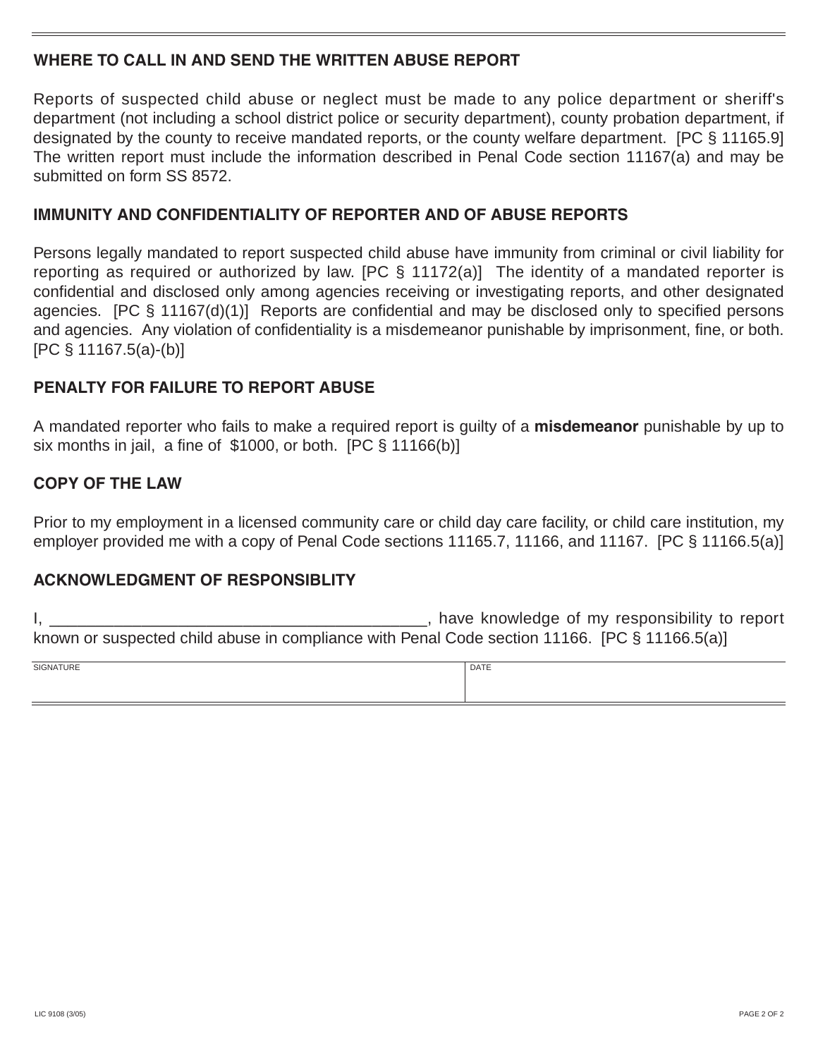## WHERE TO CALL IN AND SEND THE WRITTEN ABUSE REPORT

Reports of suspected child abuse or neglect must be made to any police department or sheriff's department (not including a school district police or security department), county probation department, if designated by the county to receive mandated reports, or the county welfare department. [PC § 11165.9] The written report must include the information described in Penal Code section 11167(a) and may be submitted on form SS 8572.

## IMMUNITY AND CONFIDENTIALITY OF REPORTER AND OF ABUSE REPORTS

Persons legally mandated to report suspected child abuse have immunity from criminal or civil liability for reporting as required or authorized by law. [PC § 11172(a)] The identity of a mandated reporter is confidential and disclosed only among agencies receiving or investigating reports, and other designated agencies. [PC § 11167(d)(1)] Reports are confidential and may be disclosed only to specified persons and agencies. Any violation of confidentiality is a misdemeanor punishable by imprisonment, fine, or both. [PC § 11167.5(a)-(b)]

## PENALTY FOR FAILURE TO REPORT ABUSE

A mandated reporter who fails to make a required report is guilty of a **misdemeanor** punishable by up to six months in jail, a fine of $1000, or both. [PC § 11166(b)]

## COPY OF THE LAW

Prior to my employment in a licensed community care or child day care facility, or child care institution, my employer provided me with a copy of Penal Code sections 11165.7, 11166, and 11167. [PC § 11166.5(a)]

## ACKNOWLEDGMENT OF RESPONSIBLITY

I, __________________________________________, have knowledge of my responsibility to report known or suspected child abuse in compliance with Penal Code section 11166. [PC § 11166.5(a)]

| SIGNATURE | DATE |
| --- | --- |
| | |

LIC 9108 (3/05)